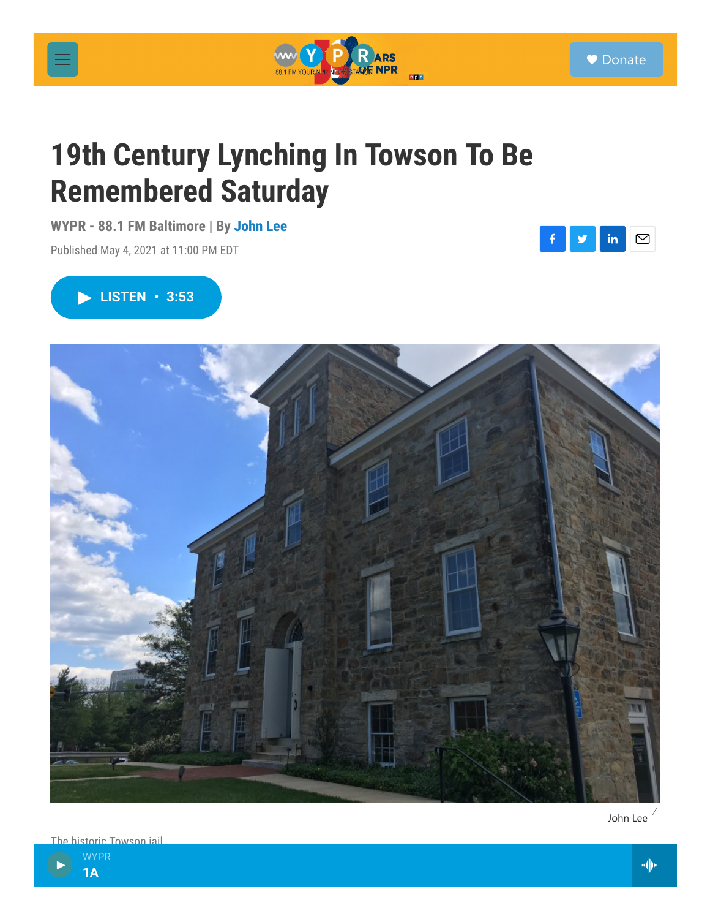# 19th Century Lynching In Towson To Be Remembered Saturday

**WYPR - 88.1 FM Baltimore | By John Lee**

Published May 4, 2021 at 11:00 PM EDT

John Lee

The historic Towson jail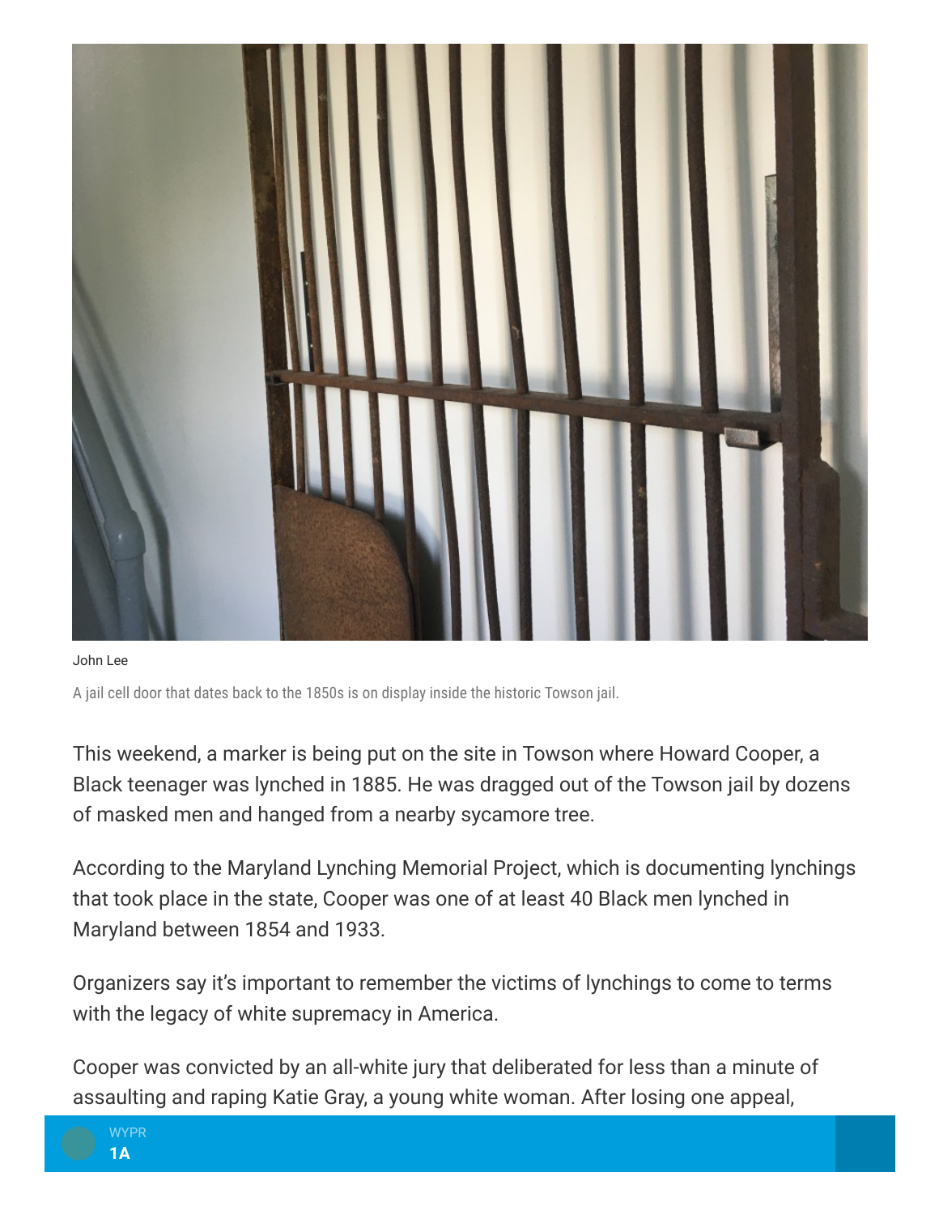John Lee

A jail cell door that dates back to the 1850s is on display inside the historic Towson jail.

This weekend, a marker is being put on the site in Towson where Howard Cooper, a Black teenager was lynched in 1885. He was dragged out of the Towson jail by dozens of masked men and hanged from a nearby sycamore tree.

According to the Maryland Lynching Memorial Project, which is documenting lynchings that took place in the state, Cooper was one of at least 40 Black men lynched in Maryland between 1854 and 1933.

Organizers say it's important to remember the victims of lynchings to come to terms with the legacy of white supremacy in America.

Cooper was convicted by an all-white jury that deliberated for less than a minute of assaulting and raping Katie Gray, a young white woman. After losing one appeal,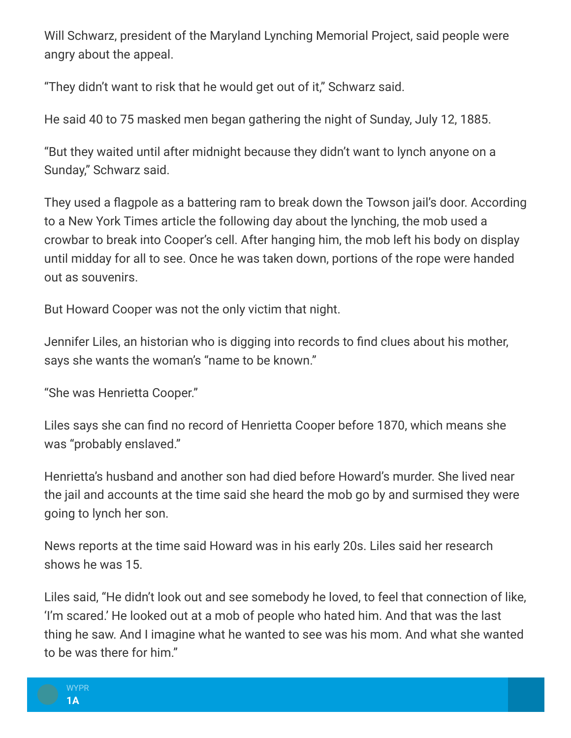Will Schwarz, president of the Maryland Lynching Memorial Project, said people were angry about the appeal.

"They didn't want to risk that he would get out of it," Schwarz said.

He said 40 to 75 masked men began gathering the night of Sunday, July 12, 1885.

"But they waited until after midnight because they didn't want to lynch anyone on a Sunday," Schwarz said.

They used a flagpole as a battering ram to break down the Towson jail's door. According to a New York Times article the following day about the lynching, the mob used a crowbar to break into Cooper's cell. After hanging him, the mob left his body on display until midday for all to see. Once he was taken down, portions of the rope were handed out as souvenirs.

But Howard Cooper was not the only victim that night.

Jennifer Liles, an historian who is digging into records to find clues about his mother, says she wants the woman's "name to be known."

"She was Henrietta Cooper."

Liles says she can find no record of Henrietta Cooper before 1870, which means she was "probably enslaved."

Henrietta's husband and another son had died before Howard's murder. She lived near the jail and accounts at the time said she heard the mob go by and surmised they were going to lynch her son.

News reports at the time said Howard was in his early 20s. Liles said her research shows he was 15.

Liles said, "He didn't look out and see somebody he loved, to feel that connection of like, 'I'm scared.' He looked out at a mob of people who hated him. And that was the last thing he saw. And I imagine what he wanted to see was his mom. And what she wanted to be was there for him."

WYPR
**1A**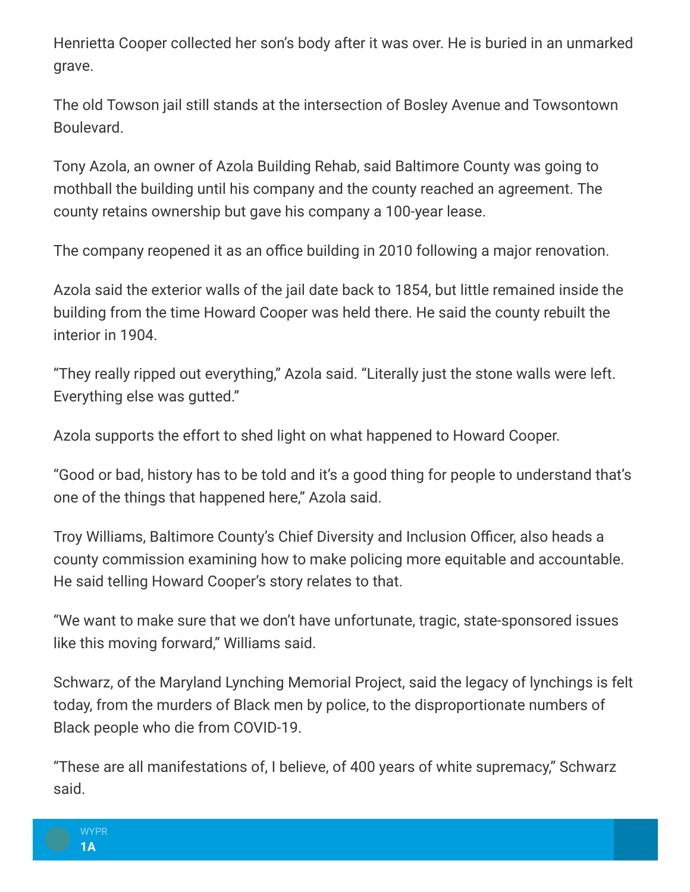Henrietta Cooper collected her son's body after it was over. He is buried in an unmarked grave.

The old Towson jail still stands at the intersection of Bosley Avenue and Towsontown Boulevard.

Tony Azola, an owner of Azola Building Rehab, said Baltimore County was going to mothball the building until his company and the county reached an agreement. The county retains ownership but gave his company a 100-year lease.

The company reopened it as an office building in 2010 following a major renovation.

Azola said the exterior walls of the jail date back to 1854, but little remained inside the building from the time Howard Cooper was held there. He said the county rebuilt the interior in 1904.

"They really ripped out everything," Azola said. "Literally just the stone walls were left. Everything else was gutted."

Azola supports the effort to shed light on what happened to Howard Cooper.

"Good or bad, history has to be told and it's a good thing for people to understand that's one of the things that happened here," Azola said.

Troy Williams, Baltimore County's Chief Diversity and Inclusion Officer, also heads a county commission examining how to make policing more equitable and accountable. He said telling Howard Cooper's story relates to that.

"We want to make sure that we don't have unfortunate, tragic, state-sponsored issues like this moving forward," Williams said.

Schwarz, of the Maryland Lynching Memorial Project, said the legacy of lynchings is felt today, from the murders of Black men by police, to the disproportionate numbers of Black people who die from COVID-19.

"These are all manifestations of, I believe, of 400 years of white supremacy," Schwarz said.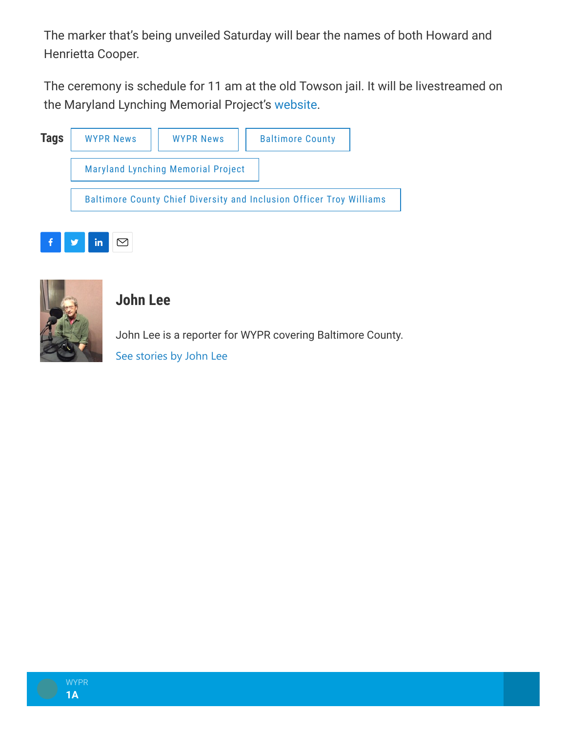The marker that's being unveiled Saturday will bear the names of both Howard and Henrietta Cooper.

The ceremony is schedule for 11 am at the old Towson jail. It will be livestreamed on the Maryland Lynching Memorial Project's website.

**Tags** WYPR News | WYPR News | Baltimore County | Maryland Lynching Memorial Project | Baltimore County Chief Diversity and Inclusion Officer Troy Williams

## John Lee

John Lee is a reporter for WYPR covering Baltimore County.

See stories by John Lee

WYPR
1A